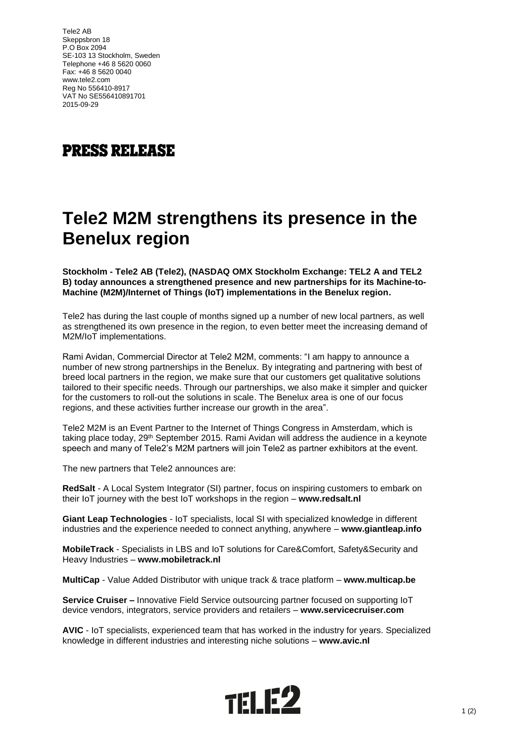Tele2 AB
Skeppsbron 18
P.O Box 2094
SE-103 13 Stockholm, Sweden
Telephone +46 8 5620 0060
Fax: +46 8 5620 0040
www.tele2.com
Reg No 556410-8917
VAT No SE556410891701
2015-09-29

## PRESS RELEASE

# Tele2 M2M strengthens its presence in the Benelux region

**Stockholm - Tele2 AB (Tele2), (NASDAQ OMX Stockholm Exchange: TEL2 A and TEL2 B) today announces a strengthened presence and new partnerships for its Machine-to-Machine (M2M)/Internet of Things (IoT) implementations in the Benelux region.**

Tele2 has during the last couple of months signed up a number of new local partners, as well as strengthened its own presence in the region, to even better meet the increasing demand of M2M/IoT implementations.

Rami Avidan, Commercial Director at Tele2 M2M, comments: "I am happy to announce a number of new strong partnerships in the Benelux. By integrating and partnering with best of breed local partners in the region, we make sure that our customers get qualitative solutions tailored to their specific needs. Through our partnerships, we also make it simpler and quicker for the customers to roll-out the solutions in scale. The Benelux area is one of our focus regions, and these activities further increase our growth in the area".

Tele2 M2M is an Event Partner to the Internet of Things Congress in Amsterdam, which is taking place today, 29th September 2015. Rami Avidan will address the audience in a keynote speech and many of Tele2's M2M partners will join Tele2 as partner exhibitors at the event.

The new partners that Tele2 announces are:

**RedSalt** - A Local System Integrator (SI) partner, focus on inspiring customers to embark on their IoT journey with the best IoT workshops in the region – **www.redsalt.nl**

**Giant Leap Technologies** - IoT specialists, local SI with specialized knowledge in different industries and the experience needed to connect anything, anywhere – **www.giantleap.info**

**MobileTrack** - Specialists in LBS and IoT solutions for Care&Comfort, Safety&Security and Heavy Industries – **www.mobiletrack.nl**

**MultiCap** - Value Added Distributor with unique track & trace platform – **www.multicap.be**

**Service Cruiser –** Innovative Field Service outsourcing partner focused on supporting IoT device vendors, integrators, service providers and retailers – **www.servicecruiser.com**

**AVIC** - IoT specialists, experienced team that has worked in the industry for years. Specialized knowledge in different industries and interesting niche solutions – **www.avic.nl**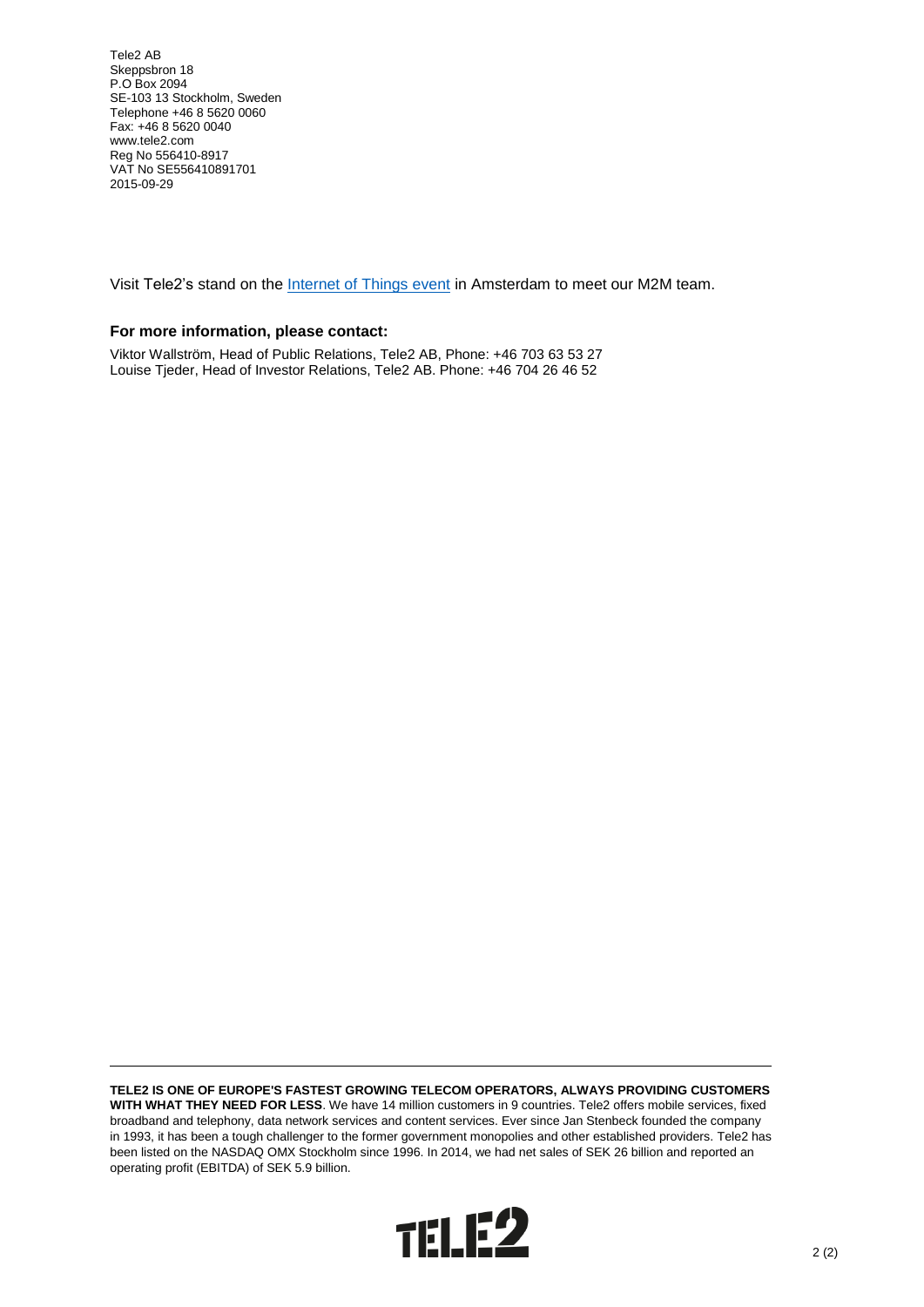Tele2 AB
Skeppsbron 18
P.O Box 2094
SE-103 13 Stockholm, Sweden
Telephone +46 8 5620 0060
Fax: +46 8 5620 0040
www.tele2.com
Reg No 556410-8917
VAT No SE556410891701
2015-09-29

Visit Tele2's stand on the Internet of Things event in Amsterdam to meet our M2M team.

**For more information, please contact:**

Viktor Wallström, Head of Public Relations, Tele2 AB, Phone: +46 703 63 53 27
Louise Tjeder, Head of Investor Relations, Tele2 AB. Phone: +46 704 26 46 52

---

**TELE2 IS ONE OF EUROPE'S FASTEST GROWING TELECOM OPERATORS, ALWAYS PROVIDING CUSTOMERS WITH WHAT THEY NEED FOR LESS**. We have 14 million customers in 9 countries. Tele2 offers mobile services, fixed broadband and telephony, data network services and content services. Ever since Jan Stenbeck founded the company in 1993, it has been a tough challenger to the former government monopolies and other established providers. Tele2 has been listed on the NASDAQ OMX Stockholm since 1996. In 2014, we had net sales of SEK 26 billion and reported an operating profit (EBITDA) of SEK 5.9 billion.